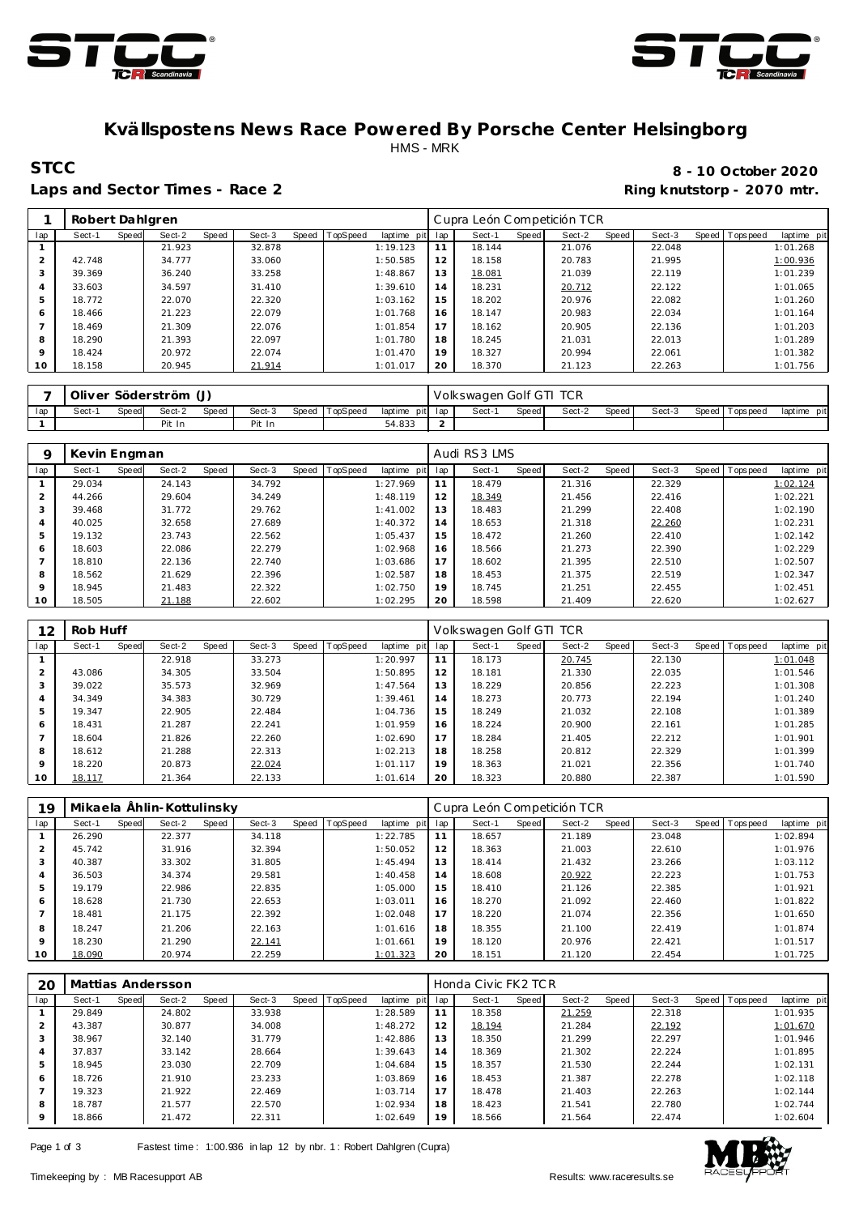# Kvällspostens News Race Powered By Porsche Center Helsingborg

HMS - MRK

**STCC**

**Laps and Sector Times - Race 2**

**8 - 10 October 2020**

**Ring knutstorp - 2070 mtr.**

| 1 | Robert Dahlgren | | | | | | | | Cupra León Competición TCR | | | | | | | | |
|---|---|---|---|---|---|---|---|---|---|---|---|---|---|---|---|---|---|
| lap | Sect-1 | Speed | Sect-2 | Speed | Sect-3 | Speed | TopSpeed | laptime pit | lap | Sect-1 | Speed | Sect-2 | Speed | Sect-3 | Speed | Topspeed | laptime pit |
| 1 | | | 21.923 | | 32.878 | | | 1:19.123 | 11 | 18.144 | | 21.076 | | 22.048 | | | 1:01.268 |
| 2 | 42.748 | | 34.777 | | 33.060 | | | 1:50.585 | 12 | 18.158 | | 20.783 | | 21.995 | | | 1:00.936 |
| 3 | 39.369 | | 36.240 | | 33.258 | | | 1:48.867 | 13 | 18.081 | | 21.039 | | 22.119 | | | 1:01.239 |
| 4 | 33.603 | | 34.597 | | 31.410 | | | 1:39.610 | 14 | 18.231 | | 20.712 | | 22.122 | | | 1:01.065 |
| 5 | 18.772 | | 22.070 | | 22.320 | | | 1:03.162 | 15 | 18.202 | | 20.976 | | 22.082 | | | 1:01.260 |
| 6 | 18.466 | | 21.223 | | 22.079 | | | 1:01.768 | 16 | 18.147 | | 20.983 | | 22.034 | | | 1:01.164 |
| 7 | 18.469 | | 21.309 | | 22.076 | | | 1:01.854 | 17 | 18.162 | | 20.905 | | 22.136 | | | 1:01.203 |
| 8 | 18.290 | | 21.393 | | 22.097 | | | 1:01.780 | 18 | 18.245 | | 21.031 | | 22.013 | | | 1:01.289 |
| 9 | 18.424 | | 20.972 | | 22.074 | | | 1:01.470 | 19 | 18.327 | | 20.994 | | 22.061 | | | 1:01.382 |
| 10 | 18.158 | | 20.945 | | 21.914 | | | 1:01.017 | 20 | 18.370 | | 21.123 | | 22.263 | | | 1:01.756 |

| 7 | Oliver Söderström (J) | | | | | | | | Volkswagen Golf GTI TCR | | | | | | | | |
|---|---|---|---|---|---|---|---|---|---|---|---|---|---|---|---|---|---|
| lap | Sect-1 | Speed | Sect-2 | Speed | Sect-3 | Speed | TopSpeed | laptime pit | lap | Sect-1 | Speed | Sect-2 | Speed | Sect-3 | Speed | Topspeed | laptime pit |
| 1 | | | Pit In | | Pit In | | | 54.833 | 2 | | | | | | | | |

| 9 | Kevin Engman | | | | | | | | Audi RS3 LMS | | | | | | | | |
|---|---|---|---|---|---|---|---|---|---|---|---|---|---|---|---|---|---|
| lap | Sect-1 | Speed | Sect-2 | Speed | Sect-3 | Speed | TopSpeed | laptime pit | lap | Sect-1 | Speed | Sect-2 | Speed | Sect-3 | Speed | Topspeed | laptime pit |
| 1 | 29.034 | | 24.143 | | 34.792 | | | 1:27.969 | 11 | 18.479 | | 21.316 | | 22.329 | | | 1:02.124 |
| 2 | 44.266 | | 29.604 | | 34.249 | | | 1:48.119 | 12 | 18.349 | | 21.456 | | 22.416 | | | 1:02.221 |
| 3 | 39.468 | | 31.772 | | 29.762 | | | 1:41.002 | 13 | 18.483 | | 21.299 | | 22.408 | | | 1:02.190 |
| 4 | 40.025 | | 32.658 | | 27.689 | | | 1:40.372 | 14 | 18.653 | | 21.318 | | 22.260 | | | 1:02.231 |
| 5 | 19.132 | | 23.743 | | 22.562 | | | 1:05.437 | 15 | 18.472 | | 21.260 | | 22.410 | | | 1:02.142 |
| 6 | 18.603 | | 22.086 | | 22.279 | | | 1:02.968 | 16 | 18.566 | | 21.273 | | 22.390 | | | 1:02.229 |
| 7 | 18.810 | | 22.136 | | 22.740 | | | 1:03.686 | 17 | 18.602 | | 21.395 | | 22.510 | | | 1:02.507 |
| 8 | 18.562 | | 21.629 | | 22.396 | | | 1:02.587 | 18 | 18.453 | | 21.375 | | 22.519 | | | 1:02.347 |
| 9 | 18.945 | | 21.483 | | 22.322 | | | 1:02.750 | 19 | 18.745 | | 21.251 | | 22.455 | | | 1:02.451 |
| 10 | 18.505 | | 21.188 | | 22.602 | | | 1:02.295 | 20 | 18.598 | | 21.409 | | 22.620 | | | 1:02.627 |

| 12 | Rob Huff | | | | | | | | Volkswagen Golf GTI TCR | | | | | | | | |
|---|---|---|---|---|---|---|---|---|---|---|---|---|---|---|---|---|---|
| lap | Sect-1 | Speed | Sect-2 | Speed | Sect-3 | Speed | TopSpeed | laptime pit | lap | Sect-1 | Speed | Sect-2 | Speed | Sect-3 | Speed | Topspeed | laptime pit |
| 1 | | | 22.918 | | 33.273 | | | 1:20.997 | 11 | 18.173 | | 20.745 | | 22.130 | | | 1:01.048 |
| 2 | 43.086 | | 34.305 | | 33.504 | | | 1:50.895 | 12 | 18.181 | | 21.330 | | 22.035 | | | 1:01.546 |
| 3 | 39.022 | | 35.573 | | 32.969 | | | 1:47.564 | 13 | 18.229 | | 20.856 | | 22.223 | | | 1:01.308 |
| 4 | 34.349 | | 34.383 | | 30.729 | | | 1:39.461 | 14 | 18.273 | | 20.773 | | 22.194 | | | 1:01.240 |
| 5 | 19.347 | | 22.905 | | 22.484 | | | 1:04.736 | 15 | 18.249 | | 21.032 | | 22.108 | | | 1:01.389 |
| 6 | 18.431 | | 21.287 | | 22.241 | | | 1:01.959 | 16 | 18.224 | | 20.900 | | 22.161 | | | 1:01.285 |
| 7 | 18.604 | | 21.826 | | 22.260 | | | 1:02.690 | 17 | 18.284 | | 21.405 | | 22.212 | | | 1:01.901 |
| 8 | 18.612 | | 21.288 | | 22.313 | | | 1:02.213 | 18 | 18.258 | | 20.812 | | 22.329 | | | 1:01.399 |
| 9 | 18.220 | | 20.873 | | 22.024 | | | 1:01.117 | 19 | 18.363 | | 21.021 | | 22.356 | | | 1:01.740 |
| 10 | 18.117 | | 21.364 | | 22.133 | | | 1:01.614 | 20 | 18.323 | | 20.880 | | 22.387 | | | 1:01.590 |

| 19 | Mikaela Åhlin-Kottulinsky | | | | | | | | Cupra León Competición TCR | | | | | | | | |
|---|---|---|---|---|---|---|---|---|---|---|---|---|---|---|---|---|---|
| lap | Sect-1 | Speed | Sect-2 | Speed | Sect-3 | Speed | TopSpeed | laptime pit | lap | Sect-1 | Speed | Sect-2 | Speed | Sect-3 | Speed | Topspeed | laptime pit |
| 1 | 26.290 | | 22.377 | | 34.118 | | | 1:22.785 | 11 | 18.657 | | 21.189 | | 23.048 | | | 1:02.894 |
| 2 | 45.742 | | 31.916 | | 32.394 | | | 1:50.052 | 12 | 18.363 | | 21.003 | | 22.610 | | | 1:01.976 |
| 3 | 40.387 | | 33.302 | | 31.805 | | | 1:45.494 | 13 | 18.414 | | 21.432 | | 23.266 | | | 1:03.112 |
| 4 | 36.503 | | 34.374 | | 29.581 | | | 1:40.458 | 14 | 18.608 | | 20.922 | | 22.223 | | | 1:01.753 |
| 5 | 19.179 | | 22.986 | | 22.835 | | | 1:05.000 | 15 | 18.410 | | 21.126 | | 22.385 | | | 1:01.921 |
| 6 | 18.628 | | 21.730 | | 22.653 | | | 1:03.011 | 16 | 18.270 | | 21.092 | | 22.460 | | | 1:01.822 |
| 7 | 18.481 | | 21.175 | | 22.392 | | | 1:02.048 | 17 | 18.220 | | 21.074 | | 22.356 | | | 1:01.650 |
| 8 | 18.247 | | 21.206 | | 22.163 | | | 1:01.616 | 18 | 18.355 | | 21.100 | | 22.419 | | | 1:01.874 |
| 9 | 18.230 | | 21.290 | | 22.141 | | | 1:01.661 | 19 | 18.120 | | 20.976 | | 22.421 | | | 1:01.517 |
| 10 | 18.090 | | 20.974 | | 22.259 | | | 1:01.323 | 20 | 18.151 | | 21.120 | | 22.454 | | | 1:01.725 |

| 20 | Mattias Andersson | | | | | | | | Honda Civic FK2 TCR | | | | | | | | |
|---|---|---|---|---|---|---|---|---|---|---|---|---|---|---|---|---|---|
| lap | Sect-1 | Speed | Sect-2 | Speed | Sect-3 | Speed | TopSpeed | laptime pit | lap | Sect-1 | Speed | Sect-2 | Speed | Sect-3 | Speed | Topspeed | laptime pit |
| 1 | 29.849 | | 24.802 | | 33.938 | | | 1:28.589 | 11 | 18.358 | | 21.259 | | 22.318 | | | 1:01.935 |
| 2 | 43.387 | | 30.877 | | 34.008 | | | 1:48.272 | 12 | 18.194 | | 21.284 | | 22.192 | | | 1:01.670 |
| 3 | 38.967 | | 32.140 | | 31.779 | | | 1:42.886 | 13 | 18.350 | | 21.299 | | 22.297 | | | 1:01.946 |
| 4 | 37.837 | | 33.142 | | 28.664 | | | 1:39.643 | 14 | 18.369 | | 21.302 | | 22.224 | | | 1:01.895 |
| 5 | 18.945 | | 23.030 | | 22.709 | | | 1:04.684 | 15 | 18.357 | | 21.530 | | 22.244 | | | 1:02.131 |
| 6 | 18.726 | | 21.910 | | 23.233 | | | 1:03.869 | 16 | 18.453 | | 21.387 | | 22.278 | | | 1:02.118 |
| 7 | 19.323 | | 21.922 | | 22.469 | | | 1:03.714 | 17 | 18.478 | | 21.403 | | 22.263 | | | 1:02.144 |
| 8 | 18.787 | | 21.577 | | 22.570 | | | 1:02.934 | 18 | 18.423 | | 21.541 | | 22.780 | | | 1:02.744 |
| 9 | 18.866 | | 21.472 | | 22.311 | | | 1:02.649 | 19 | 18.566 | | 21.564 | | 22.474 | | | 1:02.604 |

Fastest time : 1:00.936 in lap 12 by nbr. 1 : Robert Dahlgren (Cupra)

Timekeeping by : MB Racesupport AB

Results: www.raceresults.se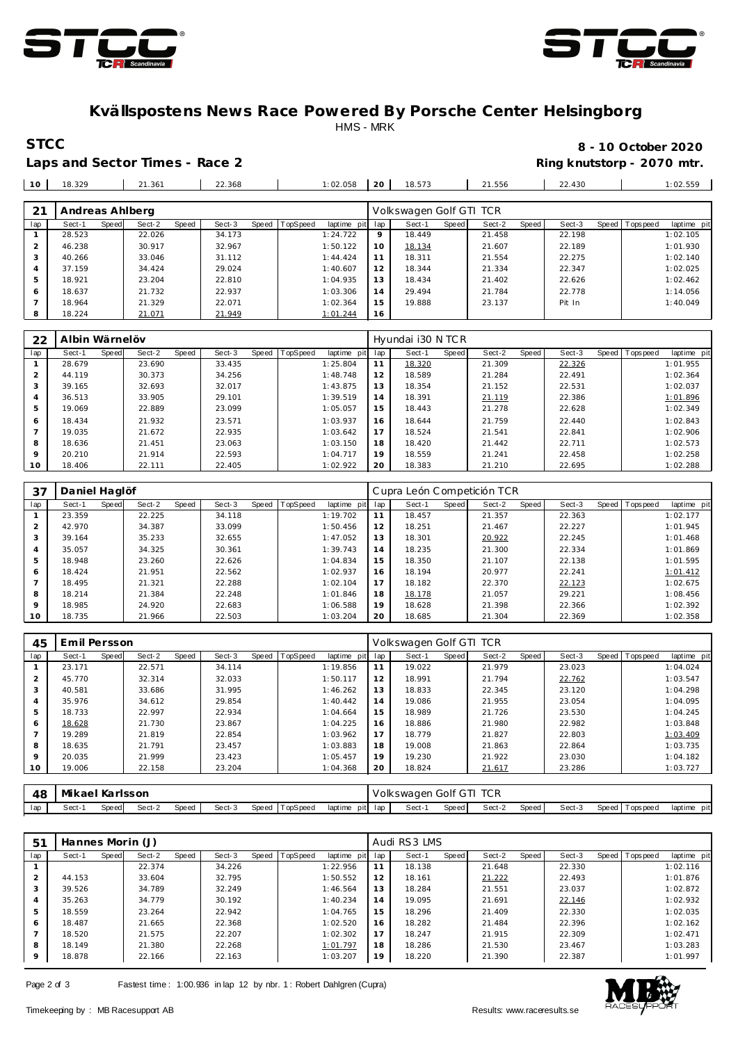# Kvällspostens News Race Powered By Porsche Center Helsingborg

HMS - MRK

**STCC** **8 - 10 October 2020**

**Laps and Sector Times - Race 2** **Ring knutstorp - 2070 mtr.**

| 10 | 18.329 | 21.361 | 22.368 | 1:02.058 | 20 | 18.573 | 21.556 | 22.430 | 1:02.559 |
|---|---|---|---|---|---|---|---|---|---|

| 21 | Andreas Ahlberg | | | | | | | | | Volkswagen Golf GTI TCR | | | | | | | | |
|---|---|---|---|---|---|---|---|---|---|---|---|---|---|---|---|---|---|---|
| lap | Sect-1 | Speed | Sect-2 | Speed | Sect-3 | Speed | TopSpeed | laptime pit | lap | Sect-1 | Speed | Sect-2 | Speed | Sect-3 | Speed | Topspeed | laptime pit |
| 1 | 28.523 | | 22.026 | | 34.173 | | | 1:24.722 | 9 | 18.449 | | 21.458 | | 22.198 | | | 1:02.105 |
| 2 | 46.238 | | 30.917 | | 32.967 | | | 1:50.122 | 10 | 18.134 | | 21.607 | | 22.189 | | | 1:01.930 |
| 3 | 40.266 | | 33.046 | | 31.112 | | | 1:44.424 | 11 | 18.311 | | 21.554 | | 22.275 | | | 1:02.140 |
| 4 | 37.159 | | 34.424 | | 29.024 | | | 1:40.607 | 12 | 18.344 | | 21.334 | | 22.347 | | | 1:02.025 |
| 5 | 18.921 | | 23.204 | | 22.810 | | | 1:04.935 | 13 | 18.434 | | 21.402 | | 22.626 | | | 1:02.462 |
| 6 | 18.637 | | 21.732 | | 22.937 | | | 1:03.306 | 14 | 29.494 | | 21.784 | | 22.778 | | | 1:14.056 |
| 7 | 18.964 | | 21.329 | | 22.071 | | | 1:02.364 | 15 | 19.888 | | 23.137 | | Pit In | | | 1:40.049 |
| 8 | 18.224 | | 21.071 | | 21.949 | | | 1:01.244 | 16 | | | | | | | | |

| 22 | Albin Wärnelöv | | | | | | | | | Hyundai i30 N TCR | | | | | | | | |
|---|---|---|---|---|---|---|---|---|---|---|---|---|---|---|---|---|---|---|
| lap | Sect-1 | Speed | Sect-2 | Speed | Sect-3 | Speed | TopSpeed | laptime pit | lap | Sect-1 | Speed | Sect-2 | Speed | Sect-3 | Speed | Topspeed | laptime pit |
| 1 | 28.679 | | 23.690 | | 33.435 | | | 1:25.804 | 11 | 18.320 | | 21.309 | | 22.326 | | | 1:01.955 |
| 2 | 44.119 | | 30.373 | | 34.256 | | | 1:48.748 | 12 | 18.589 | | 21.284 | | 22.491 | | | 1:02.364 |
| 3 | 39.165 | | 32.693 | | 32.017 | | | 1:43.875 | 13 | 18.354 | | 21.152 | | 22.531 | | | 1:02.037 |
| 4 | 36.513 | | 33.905 | | 29.101 | | | 1:39.519 | 14 | 18.391 | | 21.119 | | 22.386 | | | 1:01.896 |
| 5 | 19.069 | | 22.889 | | 23.099 | | | 1:05.057 | 15 | 18.443 | | 21.278 | | 22.628 | | | 1:02.349 |
| 6 | 18.434 | | 21.932 | | 23.571 | | | 1:03.937 | 16 | 18.644 | | 21.759 | | 22.440 | | | 1:02.843 |
| 7 | 19.035 | | 21.672 | | 22.935 | | | 1:03.642 | 17 | 18.524 | | 21.541 | | 22.841 | | | 1:02.906 |
| 8 | 18.636 | | 21.451 | | 23.063 | | | 1:03.150 | 18 | 18.420 | | 21.442 | | 22.711 | | | 1:02.573 |
| 9 | 20.210 | | 21.914 | | 22.593 | | | 1:04.717 | 19 | 18.559 | | 21.241 | | 22.458 | | | 1:02.258 |
| 10 | 18.406 | | 22.111 | | 22.405 | | | 1:02.922 | 20 | 18.383 | | 21.210 | | 22.695 | | | 1:02.288 |

| 37 | Daniel Haglöf | | | | | | | | | Cupra León Competición TCR | | | | | | | | |
|---|---|---|---|---|---|---|---|---|---|---|---|---|---|---|---|---|---|---|
| lap | Sect-1 | Speed | Sect-2 | Speed | Sect-3 | Speed | TopSpeed | laptime pit | lap | Sect-1 | Speed | Sect-2 | Speed | Sect-3 | Speed | Topspeed | laptime pit |
| 1 | 23.359 | | 22.225 | | 34.118 | | | 1:19.702 | 11 | 18.457 | | 21.357 | | 22.363 | | | 1:02.177 |
| 2 | 42.970 | | 34.387 | | 33.099 | | | 1:50.456 | 12 | 18.251 | | 21.467 | | 22.227 | | | 1:01.945 |
| 3 | 39.164 | | 35.233 | | 32.655 | | | 1:47.052 | 13 | 18.301 | | 20.922 | | 22.245 | | | 1:01.468 |
| 4 | 35.057 | | 34.325 | | 30.361 | | | 1:39.743 | 14 | 18.235 | | 21.300 | | 22.334 | | | 1:01.869 |
| 5 | 18.948 | | 23.260 | | 22.626 | | | 1:04.834 | 15 | 18.350 | | 21.107 | | 22.138 | | | 1:01.595 |
| 6 | 18.424 | | 21.951 | | 22.562 | | | 1:02.937 | 16 | 18.194 | | 20.977 | | 22.241 | | | 1:01.412 |
| 7 | 18.495 | | 21.321 | | 22.288 | | | 1:02.104 | 17 | 18.182 | | 22.370 | | 22.123 | | | 1:02.675 |
| 8 | 18.214 | | 21.384 | | 22.248 | | | 1:01.846 | 18 | 18.178 | | 21.057 | | 29.221 | | | 1:08.456 |
| 9 | 18.985 | | 24.920 | | 22.683 | | | 1:06.588 | 19 | 18.628 | | 21.398 | | 22.366 | | | 1:02.392 |
| 10 | 18.735 | | 21.966 | | 22.503 | | | 1:03.204 | 20 | 18.685 | | 21.304 | | 22.369 | | | 1:02.358 |

| 45 | Emil Persson | | | | | | | | | Volkswagen Golf GTI TCR | | | | | | | | |
|---|---|---|---|---|---|---|---|---|---|---|---|---|---|---|---|---|---|---|
| lap | Sect-1 | Speed | Sect-2 | Speed | Sect-3 | Speed | TopSpeed | laptime pit | lap | Sect-1 | Speed | Sect-2 | Speed | Sect-3 | Speed | Topspeed | laptime pit |
| 1 | 23.171 | | 22.571 | | 34.114 | | | 1:19.856 | 11 | 19.022 | | 21.979 | | 23.023 | | | 1:04.024 |
| 2 | 45.770 | | 32.314 | | 32.033 | | | 1:50.117 | 12 | 18.991 | | 21.794 | | 22.762 | | | 1:03.547 |
| 3 | 40.581 | | 33.686 | | 31.995 | | | 1:46.262 | 13 | 18.833 | | 22.345 | | 23.120 | | | 1:04.298 |
| 4 | 35.976 | | 34.612 | | 29.854 | | | 1:40.442 | 14 | 19.086 | | 21.955 | | 23.054 | | | 1:04.095 |
| 5 | 18.733 | | 22.997 | | 22.934 | | | 1:04.664 | 15 | 18.989 | | 21.726 | | 23.530 | | | 1:04.245 |
| 6 | 18.628 | | 21.730 | | 23.867 | | | 1:04.225 | 16 | 18.886 | | 21.980 | | 22.982 | | | 1:03.848 |
| 7 | 19.289 | | 21.819 | | 22.854 | | | 1:03.962 | 17 | 18.779 | | 21.827 | | 22.803 | | | 1:03.409 |
| 8 | 18.635 | | 21.791 | | 23.457 | | | 1:03.883 | 18 | 19.008 | | 21.863 | | 22.864 | | | 1:03.735 |
| 9 | 20.035 | | 21.999 | | 23.423 | | | 1:05.457 | 19 | 19.230 | | 21.922 | | 23.030 | | | 1:04.182 |
| 10 | 19.006 | | 22.158 | | 23.204 | | | 1:04.368 | 20 | 18.824 | | 21.617 | | 23.286 | | | 1:03.727 |

| 48 | Mikael Karlsson | | | | | | | | | Volkswagen Golf GTI TCR | | | | | | | | |
|---|---|---|---|---|---|---|---|---|---|---|---|---|---|---|---|---|---|---|
| lap | Sect-1 | Speed | Sect-2 | Speed | Sect-3 | Speed | TopSpeed | laptime pit | lap | Sect-1 | Speed | Sect-2 | Speed | Sect-3 | Speed | Topspeed | laptime pit |

| 51 | Hannes Morin (J) | | | | | | | | | Audi RS3 LMS | | | | | | | | |
|---|---|---|---|---|---|---|---|---|---|---|---|---|---|---|---|---|---|---|
| lap | Sect-1 | Speed | Sect-2 | Speed | Sect-3 | Speed | TopSpeed | laptime pit | lap | Sect-1 | Speed | Sect-2 | Speed | Sect-3 | Speed | Topspeed | laptime pit |
| 1 | | | 22.374 | | 34.226 | | | 1:22.956 | 11 | 18.138 | | 21.648 | | 22.330 | | | 1:02.116 |
| 2 | 44.153 | | 33.604 | | 32.795 | | | 1:50.552 | 12 | 18.161 | | 21.222 | | 22.493 | | | 1:01.876 |
| 3 | 39.526 | | 34.789 | | 32.249 | | | 1:46.564 | 13 | 18.284 | | 21.551 | | 23.037 | | | 1:02.872 |
| 4 | 35.263 | | 34.779 | | 30.192 | | | 1:40.234 | 14 | 19.095 | | 21.691 | | 22.146 | | | 1:02.932 |
| 5 | 18.559 | | 23.264 | | 22.942 | | | 1:04.765 | 15 | 18.296 | | 21.409 | | 22.330 | | | 1:02.035 |
| 6 | 18.487 | | 21.665 | | 22.368 | | | 1:02.520 | 16 | 18.282 | | 21.484 | | 22.396 | | | 1:02.162 |
| 7 | 18.520 | | 21.575 | | 22.207 | | | 1:02.302 | 17 | 18.247 | | 21.915 | | 22.309 | | | 1:02.471 |
| 8 | 18.149 | | 21.380 | | 22.268 | | | 1:01.797 | 18 | 18.286 | | 21.530 | | 23.467 | | | 1:03.283 |
| 9 | 18.878 | | 22.166 | | 22.163 | | | 1:03.207 | 19 | 18.220 | | 21.390 | | 22.387 | | | 1:01.997 |

Fastest time : 1:00.936 in lap 12 by nbr. 1 : Robert Dahlgren (Cupra)

Timekeeping by : MB Racesupport AB Results: www.raceresults.se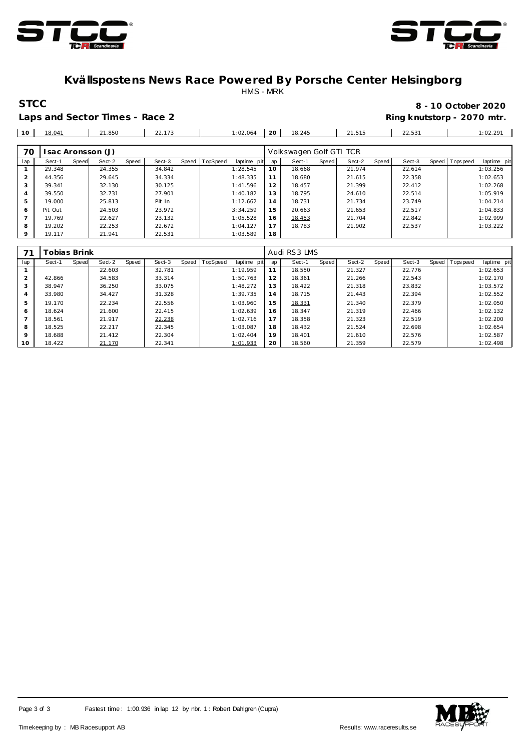# Kvällspostens News Race Powered By Porsche Center Helsingborg

HMS - MRK

**STCC** **8 - 10 October 2020**

**Laps and Sector Times - Race 2** **Ring knutstorp - 2070 mtr.**

| | | | | | | | | | | | | | | | | | | | |
|---|---|---|---|---|---|---|---|---|---|---|---|---|---|---|---|---|---|---|---|
| 10 | 18.041 | | 21.850 | | 22.173 | | | 1:02.064 | 20 | 18.245 | | 21.515 | | 22.531 | | | 1:02.291 |

**70 Isac Aronsson (J)** — Volkswagen Golf GTI TCR

| lap | Sect-1 | Speed | Sect-2 | Speed | Sect-3 | Speed | TopSpeed | laptime pit | lap | Sect-1 | Speed | Sect-2 | Speed | Sect-3 | Speed | Topspeed | laptime pit |
|---|---|---|---|---|---|---|---|---|---|---|---|---|---|---|---|---|---|
| 1 | 29.348 | | 24.355 | | 34.842 | | | 1:28.545 | 10 | 18.668 | | 21.974 | | 22.614 | | | 1:03.256 |
| 2 | 44.356 | | 29.645 | | 34.334 | | | 1:48.335 | 11 | 18.680 | | 21.615 | | 22.358 | | | 1:02.653 |
| 3 | 39.341 | | 32.130 | | 30.125 | | | 1:41.596 | 12 | 18.457 | | 21.399 | | 22.412 | | | 1:02.268 |
| 4 | 39.550 | | 32.731 | | 27.901 | | | 1:40.182 | 13 | 18.795 | | 24.610 | | 22.514 | | | 1:05.919 |
| 5 | 19.000 | | 25.813 | | Pit In | | | 1:12.662 | 14 | 18.731 | | 21.734 | | 23.749 | | | 1:04.214 |
| 6 | Pit Out | | 24.503 | | 23.972 | | | 3:34.259 | 15 | 20.663 | | 21.653 | | 22.517 | | | 1:04.833 |
| 7 | 19.769 | | 22.627 | | 23.132 | | | 1:05.528 | 16 | 18.453 | | 21.704 | | 22.842 | | | 1:02.999 |
| 8 | 19.202 | | 22.253 | | 22.672 | | | 1:04.127 | 17 | 18.783 | | 21.902 | | 22.537 | | | 1:03.222 |
| 9 | 19.117 | | 21.941 | | 22.531 | | | 1:03.589 | 18 | | | | | | | | |

**71 Tobias Brink** — Audi RS3 LMS

| lap | Sect-1 | Speed | Sect-2 | Speed | Sect-3 | Speed | TopSpeed | laptime pit | lap | Sect-1 | Speed | Sect-2 | Speed | Sect-3 | Speed | Topspeed | laptime pit |
|---|---|---|---|---|---|---|---|---|---|---|---|---|---|---|---|---|---|
| 1 | | | 22.603 | | 32.781 | | | 1:19.959 | 11 | 18.550 | | 21.327 | | 22.776 | | | 1:02.653 |
| 2 | 42.866 | | 34.583 | | 33.314 | | | 1:50.763 | 12 | 18.361 | | 21.266 | | 22.543 | | | 1:02.170 |
| 3 | 38.947 | | 36.250 | | 33.075 | | | 1:48.272 | 13 | 18.422 | | 21.318 | | 23.832 | | | 1:03.572 |
| 4 | 33.980 | | 34.427 | | 31.328 | | | 1:39.735 | 14 | 18.715 | | 21.443 | | 22.394 | | | 1:02.552 |
| 5 | 19.170 | | 22.234 | | 22.556 | | | 1:03.960 | 15 | 18.331 | | 21.340 | | 22.379 | | | 1:02.050 |
| 6 | 18.624 | | 21.600 | | 22.415 | | | 1:02.639 | 16 | 18.347 | | 21.319 | | 22.466 | | | 1:02.132 |
| 7 | 18.561 | | 21.917 | | 22.238 | | | 1:02.716 | 17 | 18.358 | | 21.323 | | 22.519 | | | 1:02.200 |
| 8 | 18.525 | | 22.217 | | 22.345 | | | 1:03.087 | 18 | 18.432 | | 21.524 | | 22.698 | | | 1:02.654 |
| 9 | 18.688 | | 21.412 | | 22.304 | | | 1:02.404 | 19 | 18.401 | | 21.610 | | 22.576 | | | 1:02.587 |
| 10 | 18.422 | | 21.170 | | 22.341 | | | 1:01.933 | 20 | 18.560 | | 21.359 | | 22.579 | | | 1:02.498 |

Fastest time : 1:00.936 in lap 12 by nbr. 1 : Robert Dahlgren (Cupra)

Timekeeping by : MB Racesupport AB — Results: www.raceresults.se